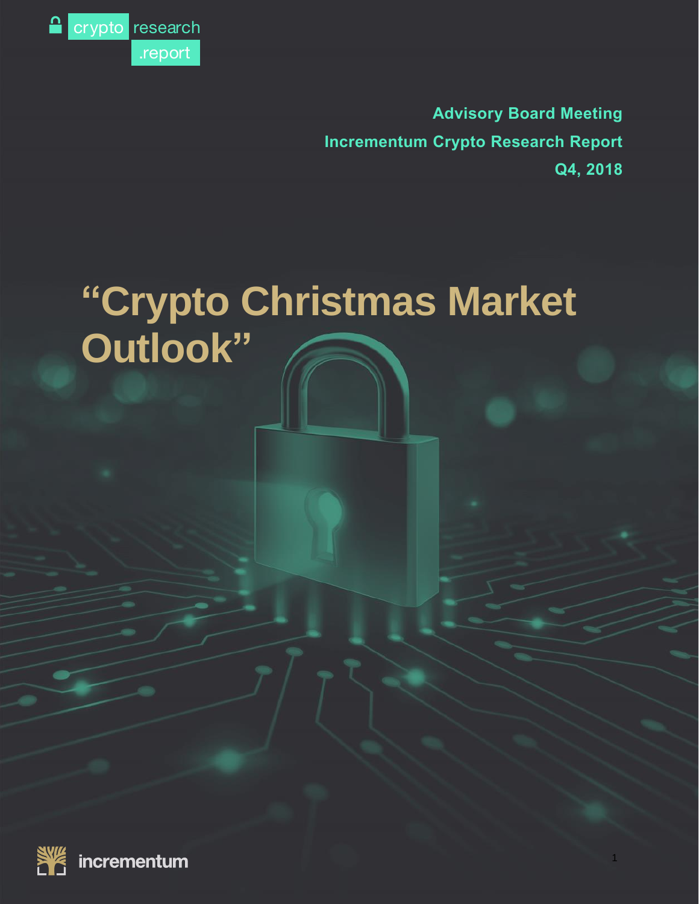crypto research .report

**Advisory Board Meeting**

**Incrementum Crypto Research Report**

**Q4, 2018**

# "Crypto Christmas Market Outlook"

incrementum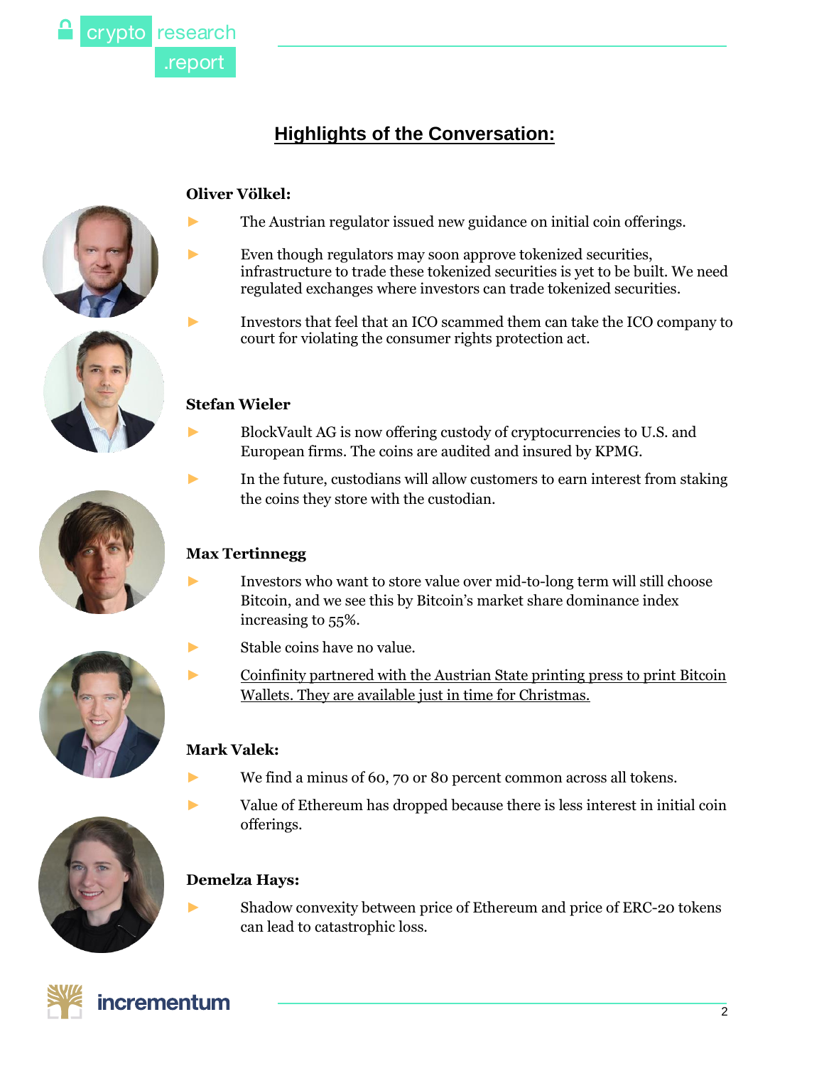## Highlights of the Conversation:

**Oliver Völkel:**

- The Austrian regulator issued new guidance on initial coin offerings.
- Even though regulators may soon approve tokenized securities, infrastructure to trade these tokenized securities is yet to be built. We need regulated exchanges where investors can trade tokenized securities.
- Investors that feel that an ICO scammed them can take the ICO company to court for violating the consumer rights protection act.

**Stefan Wieler**

- BlockVault AG is now offering custody of cryptocurrencies to U.S. and European firms. The coins are audited and insured by KPMG.
- In the future, custodians will allow customers to earn interest from staking the coins they store with the custodian.

**Max Tertinnegg**

- Investors who want to store value over mid-to-long term will still choose Bitcoin, and we see this by Bitcoin's market share dominance index increasing to 55%.
- Stable coins have no value.
- Coinfinity partnered with the Austrian State printing press to print Bitcoin Wallets. They are available just in time for Christmas.

**Mark Valek:**

- We find a minus of 60, 70 or 80 percent common across all tokens.
- Value of Ethereum has dropped because there is less interest in initial coin offerings.

**Demelza Hays:**

- Shadow convexity between price of Ethereum and price of ERC-20 tokens can lead to catastrophic loss.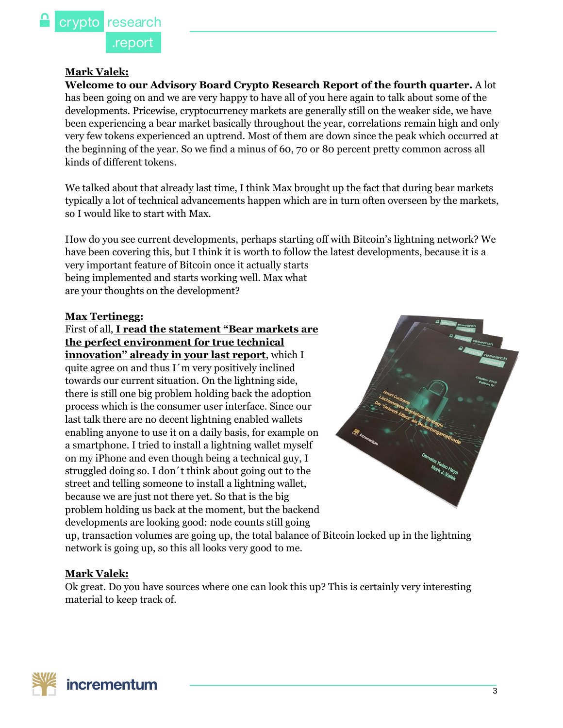**Mark Valek:**

**Welcome to our Advisory Board Crypto Research Report of the fourth quarter.** A lot has been going on and we are very happy to have all of you here again to talk about some of the developments. Pricewise, cryptocurrency markets are generally still on the weaker side, we have been experiencing a bear market basically throughout the year, correlations remain high and only very few tokens experienced an uptrend. Most of them are down since the peak which occurred at the beginning of the year. So we find a minus of 60, 70 or 80 percent pretty common across all kinds of different tokens.

We talked about that already last time, I think Max brought up the fact that during bear markets typically a lot of technical advancements happen which are in turn often overseen by the markets, so I would like to start with Max.

How do you see current developments, perhaps starting off with Bitcoin's lightning network? We have been covering this, but I think it is worth to follow the latest developments, because it is a very important feature of Bitcoin once it actually starts being implemented and starts working well. Max what are your thoughts on the development?

**Max Tertinegg:**

First of all, **I read the statement "Bear markets are the perfect environment for true technical innovation" already in your last report**, which I quite agree on and thus I´m very positively inclined towards our current situation. On the lightning side, there is still one big problem holding back the adoption process which is the consumer user interface. Since our last talk there are no decent lightning enabled wallets enabling anyone to use it on a daily basis, for example on a smartphone. I tried to install a lightning wallet myself on my iPhone and even though being a technical guy, I struggled doing so. I don´t think about going out to the street and telling someone to install a lightning wallet, because we are just not there yet. So that is the big problem holding us back at the moment, but the backend developments are looking good: node counts still going up, transaction volumes are going up, the total balance of Bitcoin locked up in the lightning network is going up, so this all looks very good to me.

**Mark Valek:**

Ok great. Do you have sources where one can look this up? This is certainly very interesting material to keep track of.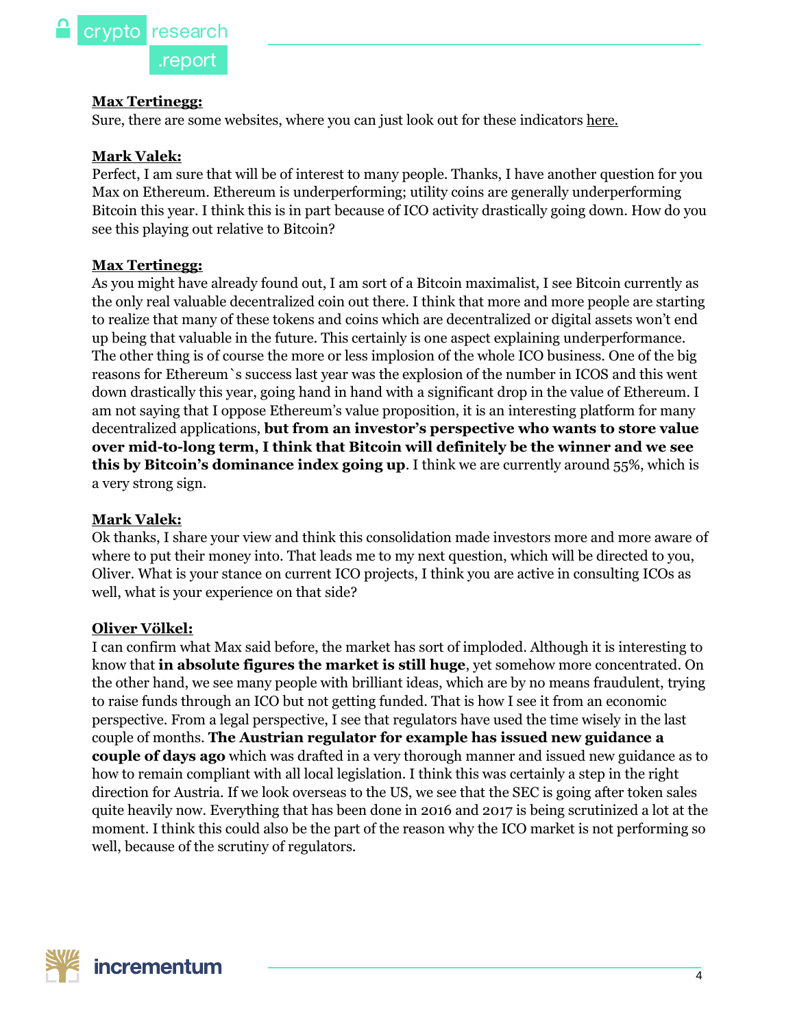**Max Tertinegg:**

Sure, there are some websites, where you can just look out for these indicators here.

**Mark Valek:**

Perfect, I am sure that will be of interest to many people. Thanks, I have another question for you Max on Ethereum. Ethereum is underperforming; utility coins are generally underperforming Bitcoin this year. I think this is in part because of ICO activity drastically going down. How do you see this playing out relative to Bitcoin?

**Max Tertinegg:**

As you might have already found out, I am sort of a Bitcoin maximalist, I see Bitcoin currently as the only real valuable decentralized coin out there. I think that more and more people are starting to realize that many of these tokens and coins which are decentralized or digital assets won't end up being that valuable in the future. This certainly is one aspect explaining underperformance. The other thing is of course the more or less implosion of the whole ICO business. One of the big reasons for Ethereum`s success last year was the explosion of the number in ICOS and this went down drastically this year, going hand in hand with a significant drop in the value of Ethereum. I am not saying that I oppose Ethereum's value proposition, it is an interesting platform for many decentralized applications, **but from an investor's perspective who wants to store value over mid-to-long term, I think that Bitcoin will definitely be the winner and we see this by Bitcoin's dominance index going up**. I think we are currently around 55%, which is a very strong sign.

**Mark Valek:**

Ok thanks, I share your view and think this consolidation made investors more and more aware of where to put their money into. That leads me to my next question, which will be directed to you, Oliver. What is your stance on current ICO projects, I think you are active in consulting ICOs as well, what is your experience on that side?

**Oliver Völkel:**

I can confirm what Max said before, the market has sort of imploded. Although it is interesting to know that **in absolute figures the market is still huge**, yet somehow more concentrated. On the other hand, we see many people with brilliant ideas, which are by no means fraudulent, trying to raise funds through an ICO but not getting funded. That is how I see it from an economic perspective. From a legal perspective, I see that regulators have used the time wisely in the last couple of months. **The Austrian regulator for example has issued new guidance a couple of days ago** which was drafted in a very thorough manner and issued new guidance as to how to remain compliant with all local legislation. I think this was certainly a step in the right direction for Austria. If we look overseas to the US, we see that the SEC is going after token sales quite heavily now. Everything that has been done in 2016 and 2017 is being scrutinized a lot at the moment. I think this could also be the part of the reason why the ICO market is not performing so well, because of the scrutiny of regulators.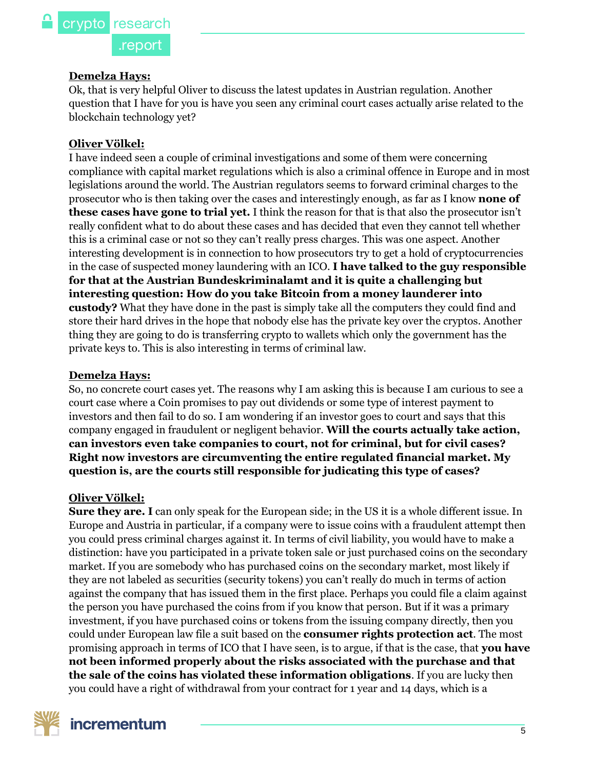**Demelza Hays:**

Ok, that is very helpful Oliver to discuss the latest updates in Austrian regulation. Another question that I have for you is have you seen any criminal court cases actually arise related to the blockchain technology yet?

**Oliver Völkel:**

I have indeed seen a couple of criminal investigations and some of them were concerning compliance with capital market regulations which is also a criminal offence in Europe and in most legislations around the world. The Austrian regulators seems to forward criminal charges to the prosecutor who is then taking over the cases and interestingly enough, as far as I know **none of these cases have gone to trial yet.** I think the reason for that is that also the prosecutor isn't really confident what to do about these cases and has decided that even they cannot tell whether this is a criminal case or not so they can't really press charges. This was one aspect. Another interesting development is in connection to how prosecutors try to get a hold of cryptocurrencies in the case of suspected money laundering with an ICO. **I have talked to the guy responsible for that at the Austrian Bundeskriminalamt and it is quite a challenging but interesting question: How do you take Bitcoin from a money launderer into custody?** What they have done in the past is simply take all the computers they could find and store their hard drives in the hope that nobody else has the private key over the cryptos. Another thing they are going to do is transferring crypto to wallets which only the government has the private keys to. This is also interesting in terms of criminal law.

**Demelza Hays:**

So, no concrete court cases yet. The reasons why I am asking this is because I am curious to see a court case where a Coin promises to pay out dividends or some type of interest payment to investors and then fail to do so. I am wondering if an investor goes to court and says that this company engaged in fraudulent or negligent behavior. **Will the courts actually take action, can investors even take companies to court, not for criminal, but for civil cases? Right now investors are circumventing the entire regulated financial market. My question is, are the courts still responsible for judicating this type of cases?**

**Oliver Völkel:**

**Sure they are. I** can only speak for the European side; in the US it is a whole different issue. In Europe and Austria in particular, if a company were to issue coins with a fraudulent attempt then you could press criminal charges against it. In terms of civil liability, you would have to make a distinction: have you participated in a private token sale or just purchased coins on the secondary market. If you are somebody who has purchased coins on the secondary market, most likely if they are not labeled as securities (security tokens) you can't really do much in terms of action against the company that has issued them in the first place. Perhaps you could file a claim against the person you have purchased the coins from if you know that person. But if it was a primary investment, if you have purchased coins or tokens from the issuing company directly, then you could under European law file a suit based on the **consumer rights protection act**. The most promising approach in terms of ICO that I have seen, is to argue, if that is the case, that **you have not been informed properly about the risks associated with the purchase and that the sale of the coins has violated these information obligations**. If you are lucky then you could have a right of withdrawal from your contract for 1 year and 14 days, which is a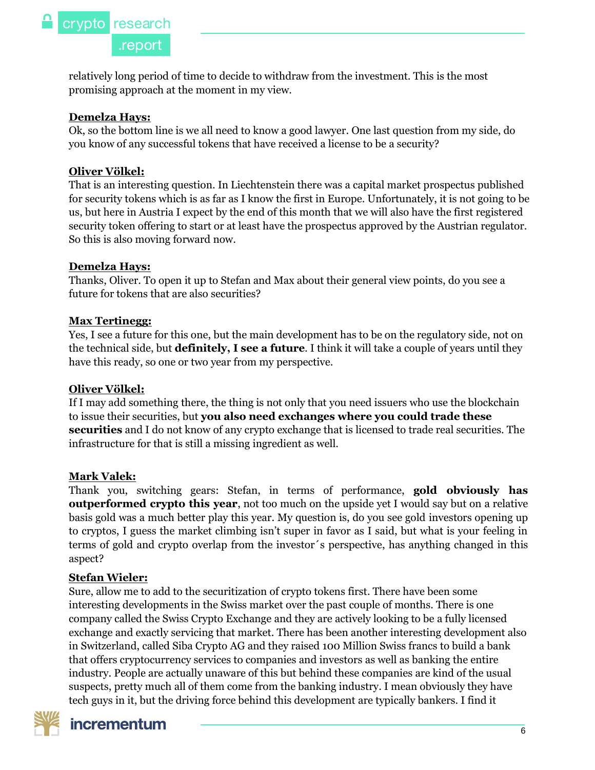relatively long period of time to decide to withdraw from the investment. This is the most promising approach at the moment in my view.

**Demelza Hays:**
Ok, so the bottom line is we all need to know a good lawyer. One last question from my side, do you know of any successful tokens that have received a license to be a security?

**Oliver Völkel:**
That is an interesting question. In Liechtenstein there was a capital market prospectus published for security tokens which is as far as I know the first in Europe. Unfortunately, it is not going to be us, but here in Austria I expect by the end of this month that we will also have the first registered security token offering to start or at least have the prospectus approved by the Austrian regulator. So this is also moving forward now.

**Demelza Hays:**
Thanks, Oliver. To open it up to Stefan and Max about their general view points, do you see a future for tokens that are also securities?

**Max Tertinegg:**
Yes, I see a future for this one, but the main development has to be on the regulatory side, not on the technical side, but **definitely, I see a future**. I think it will take a couple of years until they have this ready, so one or two year from my perspective.

**Oliver Völkel:**
If I may add something there, the thing is not only that you need issuers who use the blockchain to issue their securities, but **you also need exchanges where you could trade these securities** and I do not know of any crypto exchange that is licensed to trade real securities. The infrastructure for that is still a missing ingredient as well.

**Mark Valek:**
Thank you, switching gears: Stefan, in terms of performance, **gold obviously has outperformed crypto this year**, not too much on the upside yet I would say but on a relative basis gold was a much better play this year. My question is, do you see gold investors opening up to cryptos, I guess the market climbing isn't super in favor as I said, but what is your feeling in terms of gold and crypto overlap from the investor´s perspective, has anything changed in this aspect?

**Stefan Wieler:**
Sure, allow me to add to the securitization of crypto tokens first. There have been some interesting developments in the Swiss market over the past couple of months. There is one company called the Swiss Crypto Exchange and they are actively looking to be a fully licensed exchange and exactly servicing that market. There has been another interesting development also in Switzerland, called Siba Crypto AG and they raised 100 Million Swiss francs to build a bank that offers cryptocurrency services to companies and investors as well as banking the entire industry. People are actually unaware of this but behind these companies are kind of the usual suspects, pretty much all of them come from the banking industry. I mean obviously they have tech guys in it, but the driving force behind this development are typically bankers. I find it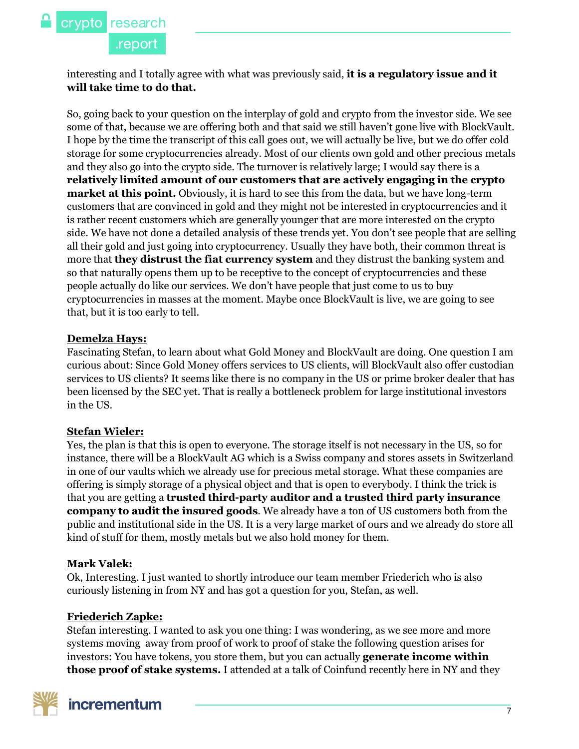interesting and I totally agree with what was previously said, **it is a regulatory issue and it will take time to do that.**

So, going back to your question on the interplay of gold and crypto from the investor side. We see some of that, because we are offering both and that said we still haven't gone live with BlockVault. I hope by the time the transcript of this call goes out, we will actually be live, but we do offer cold storage for some cryptocurrencies already. Most of our clients own gold and other precious metals and they also go into the crypto side. The turnover is relatively large; I would say there is a **relatively limited amount of our customers that are actively engaging in the crypto market at this point.** Obviously, it is hard to see this from the data, but we have long-term customers that are convinced in gold and they might not be interested in cryptocurrencies and it is rather recent customers which are generally younger that are more interested on the crypto side. We have not done a detailed analysis of these trends yet. You don't see people that are selling all their gold and just going into cryptocurrency. Usually they have both, their common threat is more that **they distrust the fiat currency system** and they distrust the banking system and so that naturally opens them up to be receptive to the concept of cryptocurrencies and these people actually do like our services. We don't have people that just come to us to buy cryptocurrencies in masses at the moment. Maybe once BlockVault is live, we are going to see that, but it is too early to tell.

**<u>Demelza Hays:</u>**
Fascinating Stefan, to learn about what Gold Money and BlockVault are doing. One question I am curious about: Since Gold Money offers services to US clients, will BlockVault also offer custodian services to US clients? It seems like there is no company in the US or prime broker dealer that has been licensed by the SEC yet. That is really a bottleneck problem for large institutional investors in the US.

**<u>Stefan Wieler:</u>**
Yes, the plan is that this is open to everyone. The storage itself is not necessary in the US, so for instance, there will be a BlockVault AG which is a Swiss company and stores assets in Switzerland in one of our vaults which we already use for precious metal storage. What these companies are offering is simply storage of a physical object and that is open to everybody. I think the trick is that you are getting a **trusted third-party auditor and a trusted third party insurance company to audit the insured goods**. We already have a ton of US customers both from the public and institutional side in the US. It is a very large market of ours and we already do store all kind of stuff for them, mostly metals but we also hold money for them.

**<u>Mark Valek:</u>**
Ok, Interesting. I just wanted to shortly introduce our team member Friederich who is also curiously listening in from NY and has got a question for you, Stefan, as well.

**<u>Friederich Zapke:</u>**
Stefan interesting. I wanted to ask you one thing: I was wondering, as we see more and more systems moving away from proof of work to proof of stake the following question arises for investors: You have tokens, you store them, but you can actually **generate income within those proof of stake systems.** I attended at a talk of Coinfund recently here in NY and they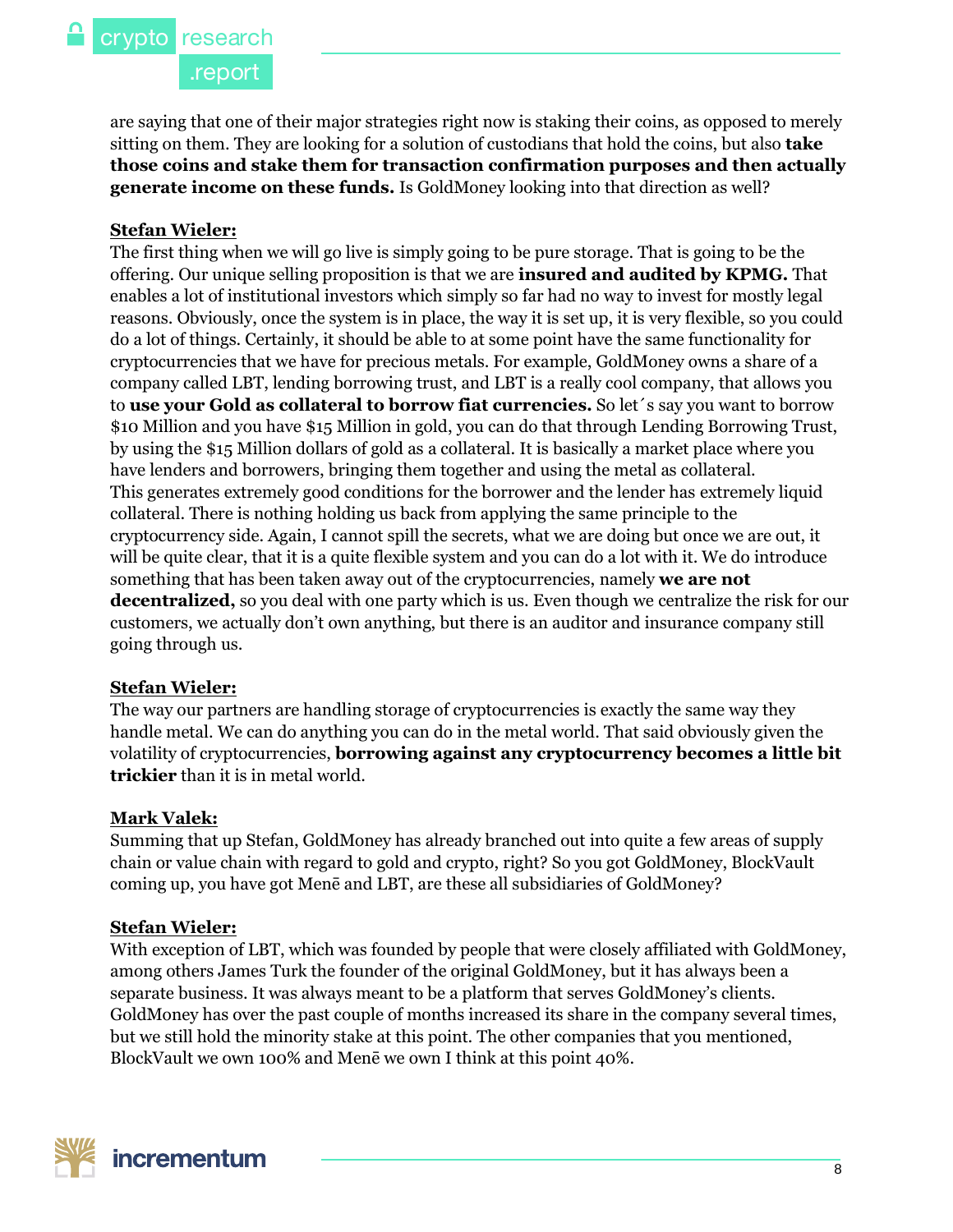are saying that one of their major strategies right now is staking their coins, as opposed to merely sitting on them. They are looking for a solution of custodians that hold the coins, but also **take those coins and stake them for transaction confirmation purposes and then actually generate income on these funds.** Is GoldMoney looking into that direction as well?

**Stefan Wieler:**

The first thing when we will go live is simply going to be pure storage. That is going to be the offering. Our unique selling proposition is that we are **insured and audited by KPMG.** That enables a lot of institutional investors which simply so far had no way to invest for mostly legal reasons. Obviously, once the system is in place, the way it is set up, it is very flexible, so you could do a lot of things. Certainly, it should be able to at some point have the same functionality for cryptocurrencies that we have for precious metals. For example, GoldMoney owns a share of a company called LBT, lending borrowing trust, and LBT is a really cool company, that allows you to **use your Gold as collateral to borrow fiat currencies.** So let´s say you want to borrow $10 Million and you have $15 Million in gold, you can do that through Lending Borrowing Trust, by using the $15 Million dollars of gold as a collateral. It is basically a market place where you have lenders and borrowers, bringing them together and using the metal as collateral. This generates extremely good conditions for the borrower and the lender has extremely liquid collateral. There is nothing holding us back from applying the same principle to the cryptocurrency side. Again, I cannot spill the secrets, what we are doing but once we are out, it will be quite clear, that it is a quite flexible system and you can do a lot with it. We do introduce something that has been taken away out of the cryptocurrencies, namely **we are not decentralized,** so you deal with one party which is us. Even though we centralize the risk for our customers, we actually don't own anything, but there is an auditor and insurance company still going through us.

**Stefan Wieler:**

The way our partners are handling storage of cryptocurrencies is exactly the same way they handle metal. We can do anything you can do in the metal world. That said obviously given the volatility of cryptocurrencies, **borrowing against any cryptocurrency becomes a little bit trickier** than it is in metal world.

**Mark Valek:**

Summing that up Stefan, GoldMoney has already branched out into quite a few areas of supply chain or value chain with regard to gold and crypto, right? So you got GoldMoney, BlockVault coming up, you have got Menē and LBT, are these all subsidiaries of GoldMoney?

**Stefan Wieler:**

With exception of LBT, which was founded by people that were closely affiliated with GoldMoney, among others James Turk the founder of the original GoldMoney, but it has always been a separate business. It was always meant to be a platform that serves GoldMoney's clients. GoldMoney has over the past couple of months increased its share in the company several times, but we still hold the minority stake at this point. The other companies that you mentioned, BlockVault we own 100% and Menē we own I think at this point 40%.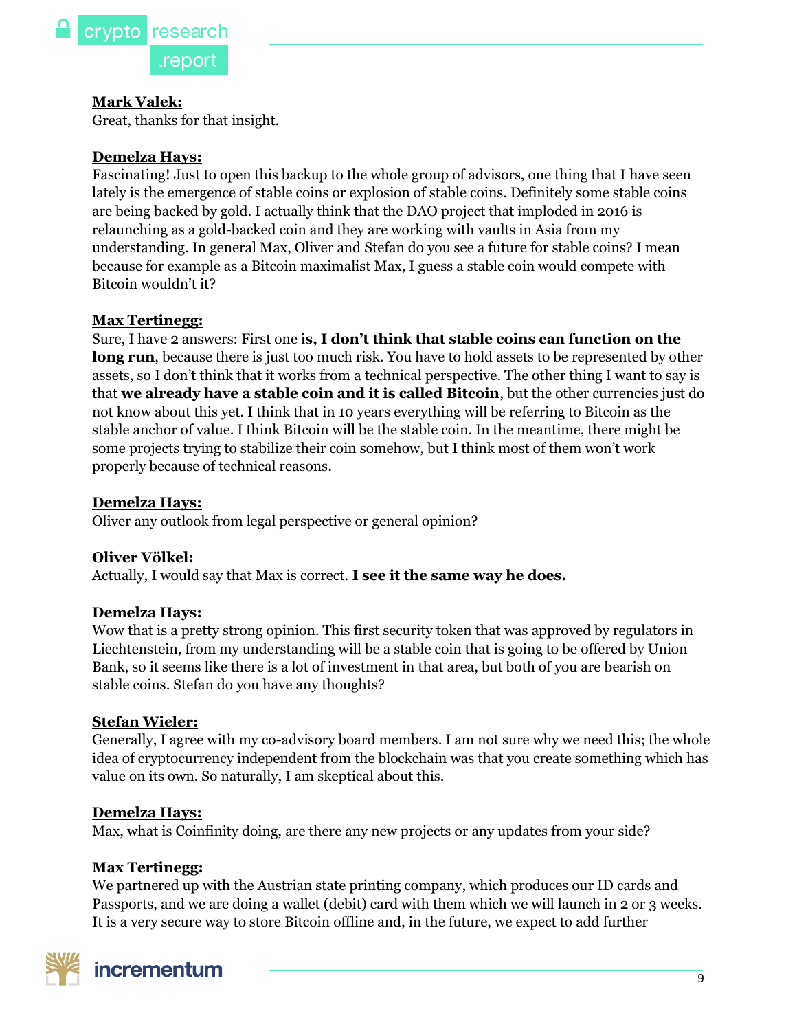**Mark Valek:**
Great, thanks for that insight.

**Demelza Hays:**
Fascinating! Just to open this backup to the whole group of advisors, one thing that I have seen lately is the emergence of stable coins or explosion of stable coins. Definitely some stable coins are being backed by gold. I actually think that the DAO project that imploded in 2016 is relaunching as a gold-backed coin and they are working with vaults in Asia from my understanding. In general Max, Oliver and Stefan do you see a future for stable coins? I mean because for example as a Bitcoin maximalist Max, I guess a stable coin would compete with Bitcoin wouldn't it?

**Max Tertinegg:**
Sure, I have 2 answers: First one i**s, I don't think that stable coins can function on the long run**, because there is just too much risk. You have to hold assets to be represented by other assets, so I don't think that it works from a technical perspective. The other thing I want to say is that **we already have a stable coin and it is called Bitcoin**, but the other currencies just do not know about this yet. I think that in 10 years everything will be referring to Bitcoin as the stable anchor of value. I think Bitcoin will be the stable coin. In the meantime, there might be some projects trying to stabilize their coin somehow, but I think most of them won't work properly because of technical reasons.

**Demelza Hays:**
Oliver any outlook from legal perspective or general opinion?

**Oliver Völkel:**
Actually, I would say that Max is correct. **I see it the same way he does.**

**Demelza Hays:**
Wow that is a pretty strong opinion. This first security token that was approved by regulators in Liechtenstein, from my understanding will be a stable coin that is going to be offered by Union Bank, so it seems like there is a lot of investment in that area, but both of you are bearish on stable coins. Stefan do you have any thoughts?

**Stefan Wieler:**
Generally, I agree with my co-advisory board members. I am not sure why we need this; the whole idea of cryptocurrency independent from the blockchain was that you create something which has value on its own. So naturally, I am skeptical about this.

**Demelza Hays:**
Max, what is Coinfinity doing, are there any new projects or any updates from your side?

**Max Tertinegg:**
We partnered up with the Austrian state printing company, which produces our ID cards and Passports, and we are doing a wallet (debit) card with them which we will launch in 2 or 3 weeks. It is a very secure way to store Bitcoin offline and, in the future, we expect to add further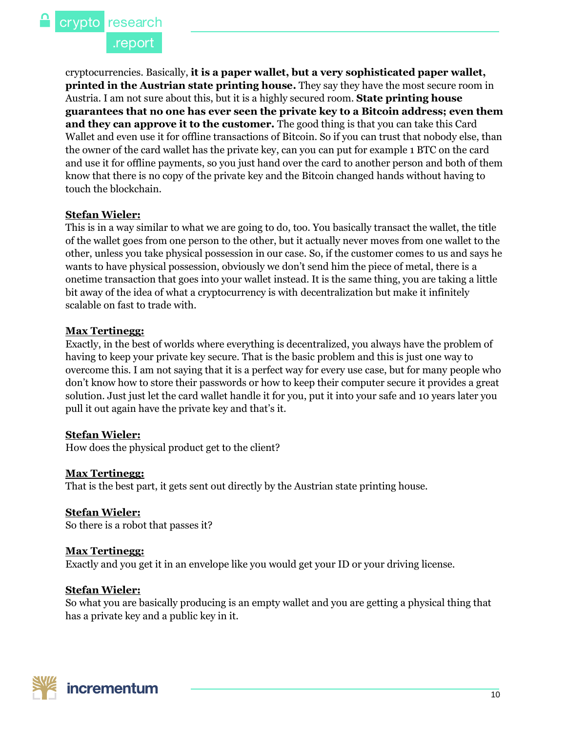cryptocurrencies. Basically, **it is a paper wallet, but a very sophisticated paper wallet, printed in the Austrian state printing house.** They say they have the most secure room in Austria. I am not sure about this, but it is a highly secured room. **State printing house guarantees that no one has ever seen the private key to a Bitcoin address; even them and they can approve it to the customer.** The good thing is that you can take this Card Wallet and even use it for offline transactions of Bitcoin. So if you can trust that nobody else, than the owner of the card wallet has the private key, can you can put for example 1 BTC on the card and use it for offline payments, so you just hand over the card to another person and both of them know that there is no copy of the private key and the Bitcoin changed hands without having to touch the blockchain.

**Stefan Wieler:**
This is in a way similar to what we are going to do, too. You basically transact the wallet, the title of the wallet goes from one person to the other, but it actually never moves from one wallet to the other, unless you take physical possession in our case. So, if the customer comes to us and says he wants to have physical possession, obviously we don't send him the piece of metal, there is a onetime transaction that goes into your wallet instead. It is the same thing, you are taking a little bit away of the idea of what a cryptocurrency is with decentralization but make it infinitely scalable on fast to trade with.

**Max Tertinegg:**
Exactly, in the best of worlds where everything is decentralized, you always have the problem of having to keep your private key secure. That is the basic problem and this is just one way to overcome this. I am not saying that it is a perfect way for every use case, but for many people who don't know how to store their passwords or how to keep their computer secure it provides a great solution. Just just let the card wallet handle it for you, put it into your safe and 10 years later you pull it out again have the private key and that's it.

**Stefan Wieler:**
How does the physical product get to the client?

**Max Tertinegg:**
That is the best part, it gets sent out directly by the Austrian state printing house.

**Stefan Wieler:**
So there is a robot that passes it?

**Max Tertinegg:**
Exactly and you get it in an envelope like you would get your ID or your driving license.

**Stefan Wieler:**
So what you are basically producing is an empty wallet and you are getting a physical thing that has a private key and a public key in it.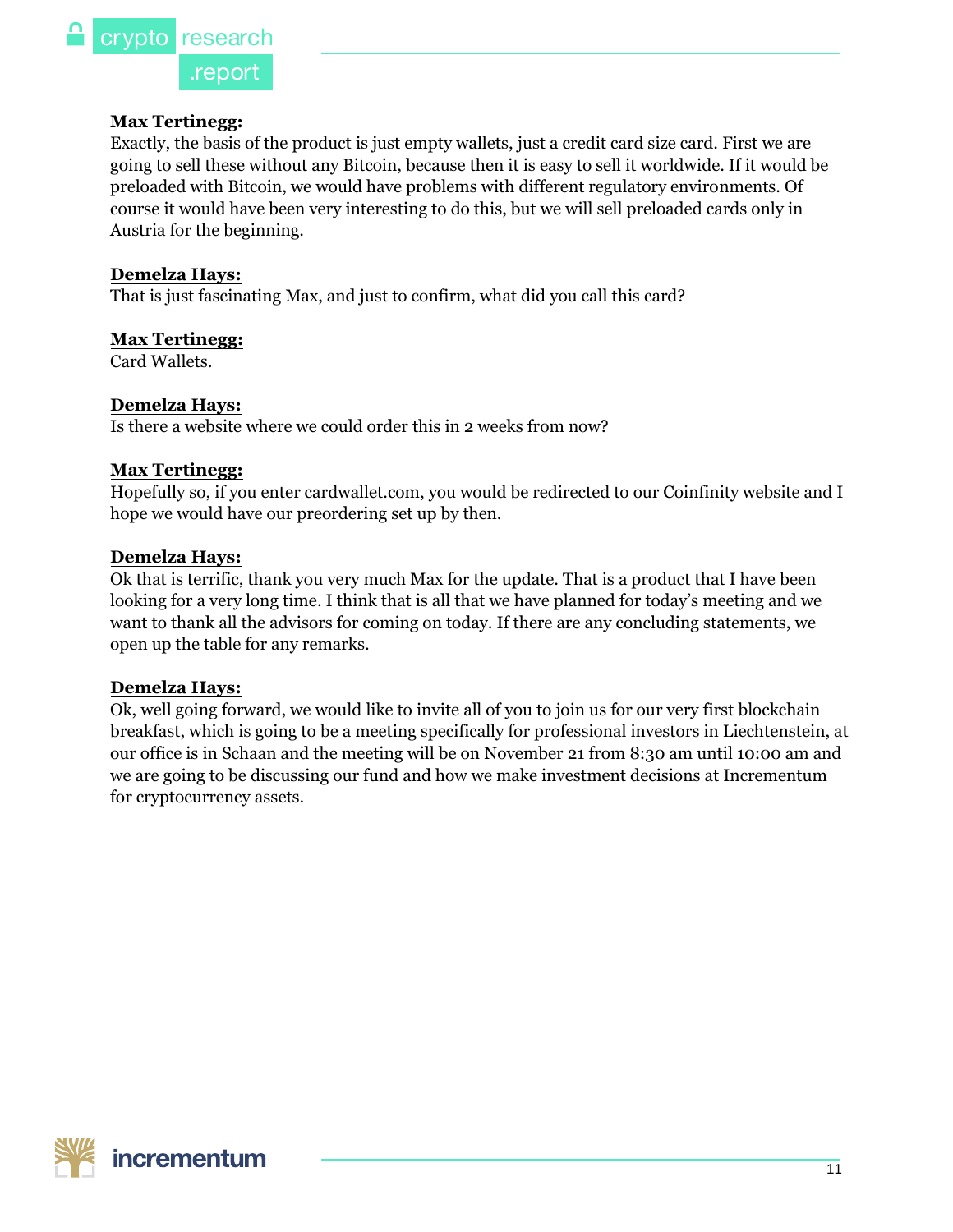**Max Tertinegg:**
Exactly, the basis of the product is just empty wallets, just a credit card size card. First we are going to sell these without any Bitcoin, because then it is easy to sell it worldwide. If it would be preloaded with Bitcoin, we would have problems with different regulatory environments. Of course it would have been very interesting to do this, but we will sell preloaded cards only in Austria for the beginning.

**Demelza Hays:**
That is just fascinating Max, and just to confirm, what did you call this card?

**Max Tertinegg:**
Card Wallets.

**Demelza Hays:**
Is there a website where we could order this in 2 weeks from now?

**Max Tertinegg:**
Hopefully so, if you enter cardwallet.com, you would be redirected to our Coinfinity website and I hope we would have our preordering set up by then.

**Demelza Hays:**
Ok that is terrific, thank you very much Max for the update. That is a product that I have been looking for a very long time. I think that is all that we have planned for today's meeting and we want to thank all the advisors for coming on today. If there are any concluding statements, we open up the table for any remarks.

**Demelza Hays:**
Ok, well going forward, we would like to invite all of you to join us for our very first blockchain breakfast, which is going to be a meeting specifically for professional investors in Liechtenstein, at our office is in Schaan and the meeting will be on November 21 from 8:30 am until 10:00 am and we are going to be discussing our fund and how we make investment decisions at Incrementum for cryptocurrency assets.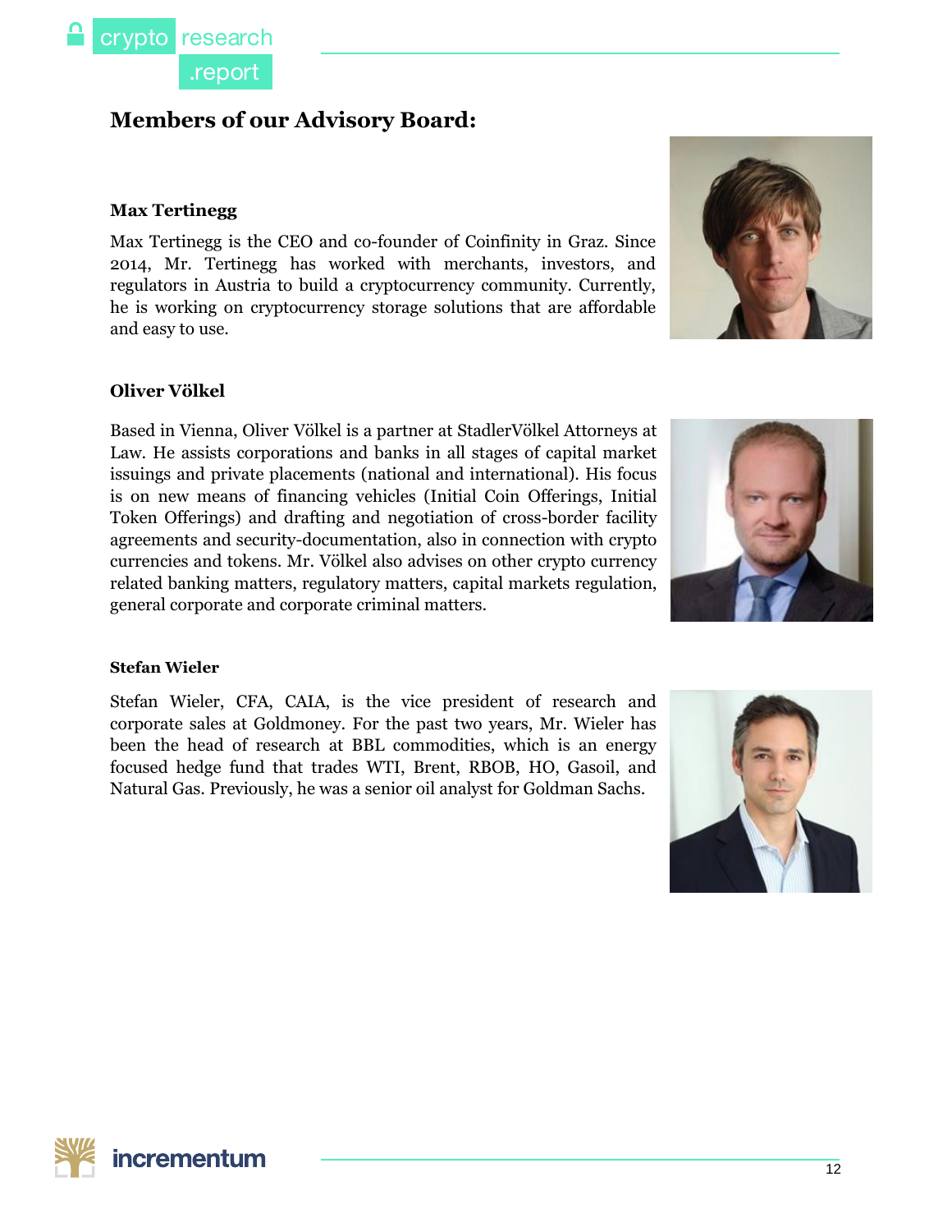## Members of our Advisory Board:

### Max Tertinegg

Max Tertinegg is the CEO and co-founder of Coinfinity in Graz. Since 2014, Mr. Tertinegg has worked with merchants, investors, and regulators in Austria to build a cryptocurrency community. Currently, he is working on cryptocurrency storage solutions that are affordable and easy to use.

### Oliver Völkel

Based in Vienna, Oliver Völkel is a partner at StadlerVölkel Attorneys at Law. He assists corporations and banks in all stages of capital market issuings and private placements (national and international). His focus is on new means of financing vehicles (Initial Coin Offerings, Initial Token Offerings) and drafting and negotiation of cross-border facility agreements and security-documentation, also in connection with crypto currencies and tokens. Mr. Völkel also advises on other crypto currency related banking matters, regulatory matters, capital markets regulation, general corporate and corporate criminal matters.

### Stefan Wieler

Stefan Wieler, CFA, CAIA, is the vice president of research and corporate sales at Goldmoney. For the past two years, Mr. Wieler has been the head of research at BBL commodities, which is an energy focused hedge fund that trades WTI, Brent, RBOB, HO, Gasoil, and Natural Gas. Previously, he was a senior oil analyst for Goldman Sachs.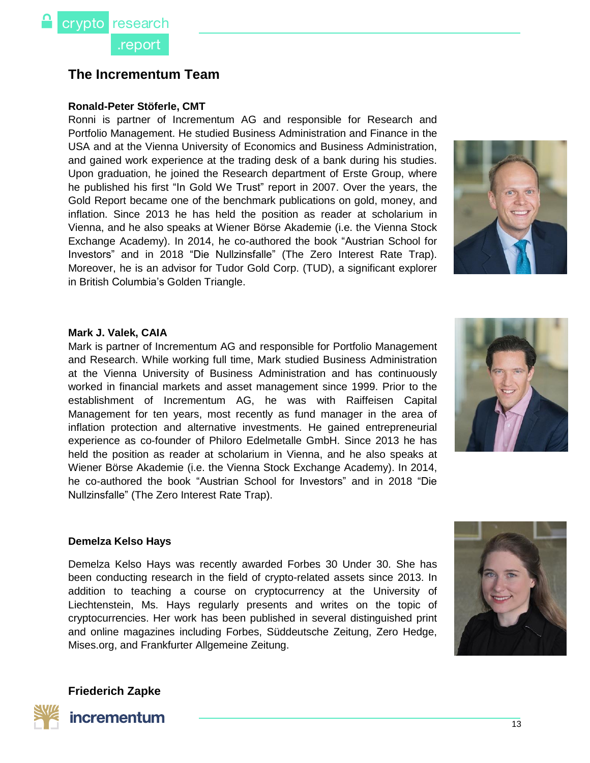## The Incrementum Team

**Ronald-Peter Stöferle, CMT**

Ronni is partner of Incrementum AG and responsible for Research and Portfolio Management. He studied Business Administration and Finance in the USA and at the Vienna University of Economics and Business Administration, and gained work experience at the trading desk of a bank during his studies. Upon graduation, he joined the Research department of Erste Group, where he published his first "In Gold We Trust" report in 2007. Over the years, the Gold Report became one of the benchmark publications on gold, money, and inflation. Since 2013 he has held the position as reader at scholarium in Vienna, and he also speaks at Wiener Börse Akademie (i.e. the Vienna Stock Exchange Academy). In 2014, he co-authored the book "Austrian School for Investors" and in 2018 "Die Nullzinsfalle" (The Zero Interest Rate Trap). Moreover, he is an advisor for Tudor Gold Corp. (TUD), a significant explorer in British Columbia's Golden Triangle.

**Mark J. Valek, CAIA**

Mark is partner of Incrementum AG and responsible for Portfolio Management and Research. While working full time, Mark studied Business Administration at the Vienna University of Business Administration and has continuously worked in financial markets and asset management since 1999. Prior to the establishment of Incrementum AG, he was with Raiffeisen Capital Management for ten years, most recently as fund manager in the area of inflation protection and alternative investments. He gained entrepreneurial experience as co-founder of Philoro Edelmetalle GmbH. Since 2013 he has held the position as reader at scholarium in Vienna, and he also speaks at Wiener Börse Akademie (i.e. the Vienna Stock Exchange Academy). In 2014, he co-authored the book "Austrian School for Investors" and in 2018 "Die Nullzinsfalle" (The Zero Interest Rate Trap).

**Demelza Kelso Hays**

Demelza Kelso Hays was recently awarded Forbes 30 Under 30. She has been conducting research in the field of crypto-related assets since 2013. In addition to teaching a course on cryptocurrency at the University of Liechtenstein, Ms. Hays regularly presents and writes on the topic of cryptocurrencies. Her work has been published in several distinguished print and online magazines including Forbes, Süddeutsche Zeitung, Zero Hedge, Mises.org, and Frankfurter Allgemeine Zeitung.

**Friederich Zapke**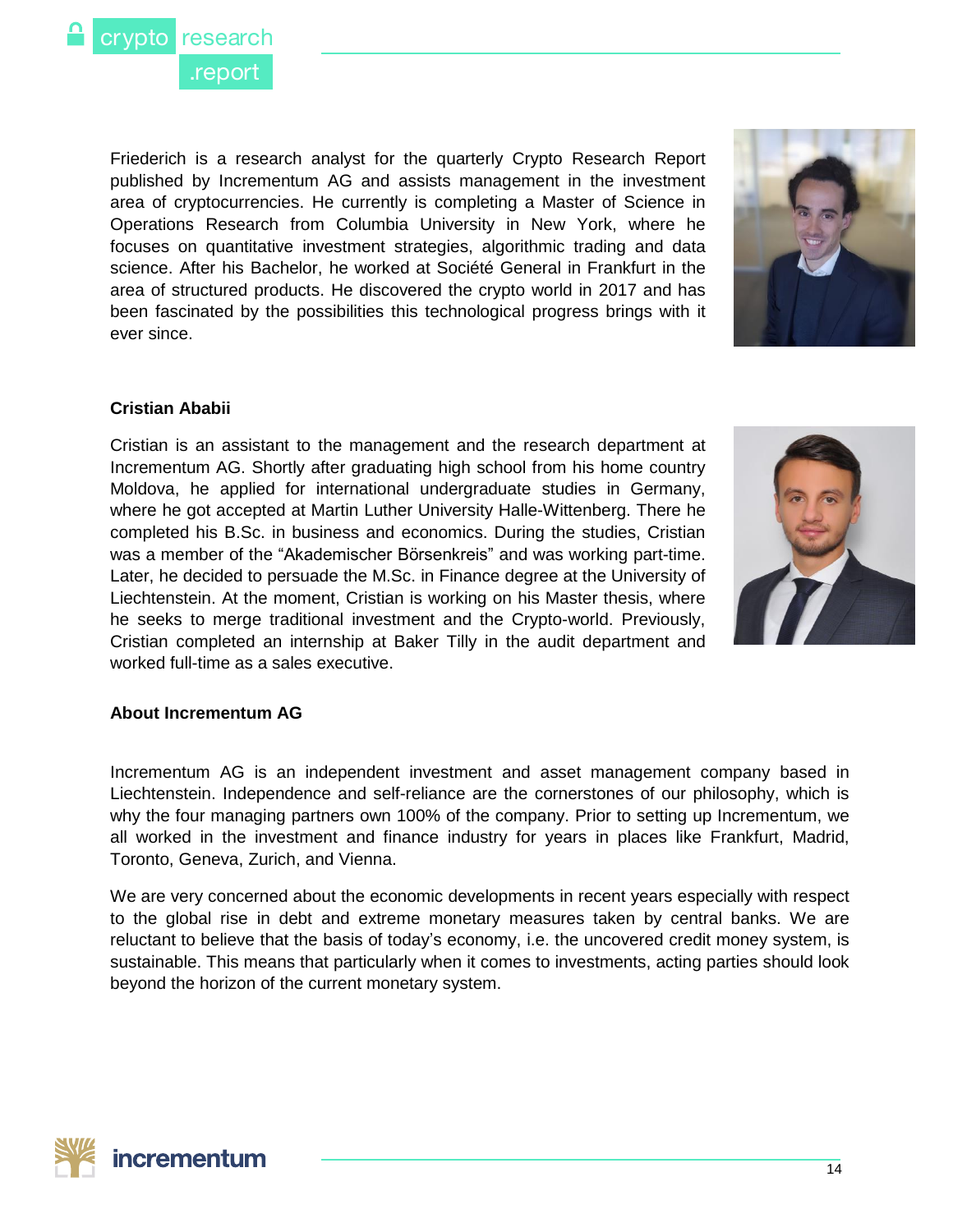Friederich is a research analyst for the quarterly Crypto Research Report published by Incrementum AG and assists management in the investment area of cryptocurrencies. He currently is completing a Master of Science in Operations Research from Columbia University in New York, where he focuses on quantitative investment strategies, algorithmic trading and data science. After his Bachelor, he worked at Société General in Frankfurt in the area of structured products. He discovered the crypto world in 2017 and has been fascinated by the possibilities this technological progress brings with it ever since.

**Cristian Ababii**

Cristian is an assistant to the management and the research department at Incrementum AG. Shortly after graduating high school from his home country Moldova, he applied for international undergraduate studies in Germany, where he got accepted at Martin Luther University Halle-Wittenberg. There he completed his B.Sc. in business and economics. During the studies, Cristian was a member of the "Akademischer Börsenkreis" and was working part-time. Later, he decided to persuade the M.Sc. in Finance degree at the University of Liechtenstein. At the moment, Cristian is working on his Master thesis, where he seeks to merge traditional investment and the Crypto-world. Previously, Cristian completed an internship at Baker Tilly in the audit department and worked full-time as a sales executive.

**About Incrementum AG**

Incrementum AG is an independent investment and asset management company based in Liechtenstein. Independence and self-reliance are the cornerstones of our philosophy, which is why the four managing partners own 100% of the company. Prior to setting up Incrementum, we all worked in the investment and finance industry for years in places like Frankfurt, Madrid, Toronto, Geneva, Zurich, and Vienna.

We are very concerned about the economic developments in recent years especially with respect to the global rise in debt and extreme monetary measures taken by central banks. We are reluctant to believe that the basis of today's economy, i.e. the uncovered credit money system, is sustainable. This means that particularly when it comes to investments, acting parties should look beyond the horizon of the current monetary system.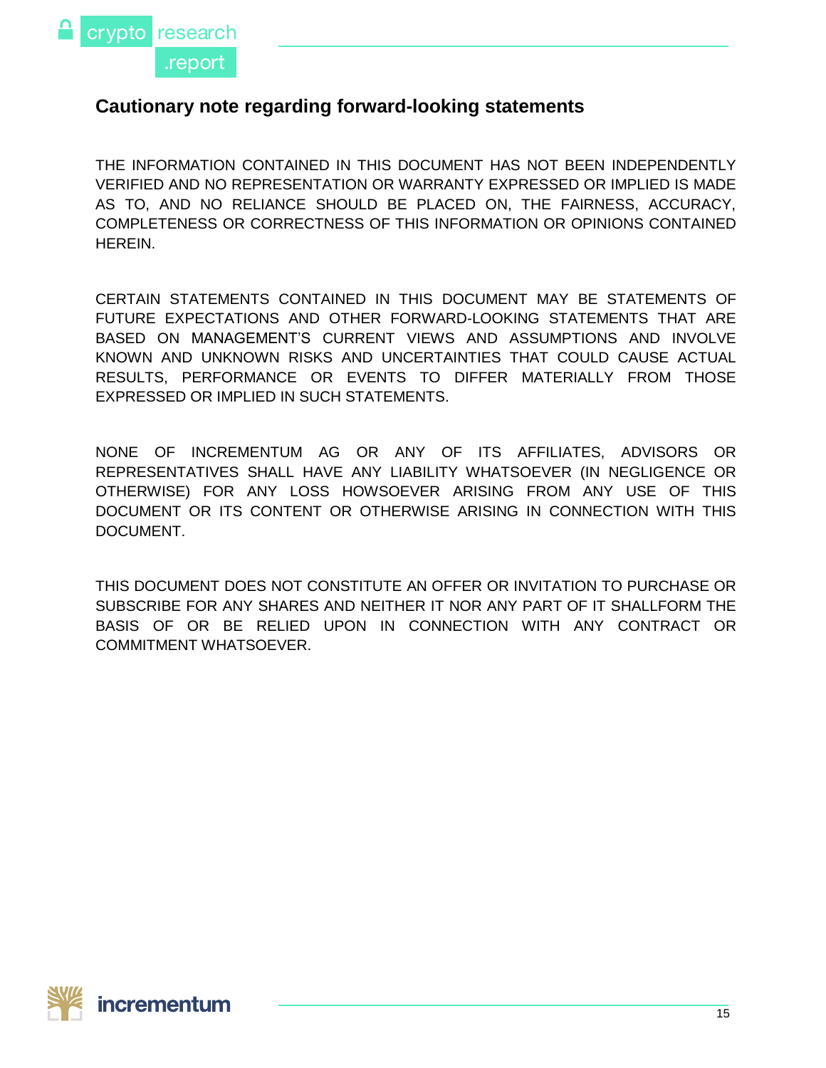## Cautionary note regarding forward-looking statements

THE INFORMATION CONTAINED IN THIS DOCUMENT HAS NOT BEEN INDEPENDENTLY VERIFIED AND NO REPRESENTATION OR WARRANTY EXPRESSED OR IMPLIED IS MADE AS TO, AND NO RELIANCE SHOULD BE PLACED ON, THE FAIRNESS, ACCURACY, COMPLETENESS OR CORRECTNESS OF THIS INFORMATION OR OPINIONS CONTAINED HEREIN.

CERTAIN STATEMENTS CONTAINED IN THIS DOCUMENT MAY BE STATEMENTS OF FUTURE EXPECTATIONS AND OTHER FORWARD-LOOKING STATEMENTS THAT ARE BASED ON MANAGEMENT'S CURRENT VIEWS AND ASSUMPTIONS AND INVOLVE KNOWN AND UNKNOWN RISKS AND UNCERTAINTIES THAT COULD CAUSE ACTUAL RESULTS, PERFORMANCE OR EVENTS TO DIFFER MATERIALLY FROM THOSE EXPRESSED OR IMPLIED IN SUCH STATEMENTS.

NONE OF INCREMENTUM AG OR ANY OF ITS AFFILIATES, ADVISORS OR REPRESENTATIVES SHALL HAVE ANY LIABILITY WHATSOEVER (IN NEGLIGENCE OR OTHERWISE) FOR ANY LOSS HOWSOEVER ARISING FROM ANY USE OF THIS DOCUMENT OR ITS CONTENT OR OTHERWISE ARISING IN CONNECTION WITH THIS DOCUMENT.

THIS DOCUMENT DOES NOT CONSTITUTE AN OFFER OR INVITATION TO PURCHASE OR SUBSCRIBE FOR ANY SHARES AND NEITHER IT NOR ANY PART OF IT SHALLFORM THE BASIS OF OR BE RELIED UPON IN CONNECTION WITH ANY CONTRACT OR COMMITMENT WHATSOEVER.